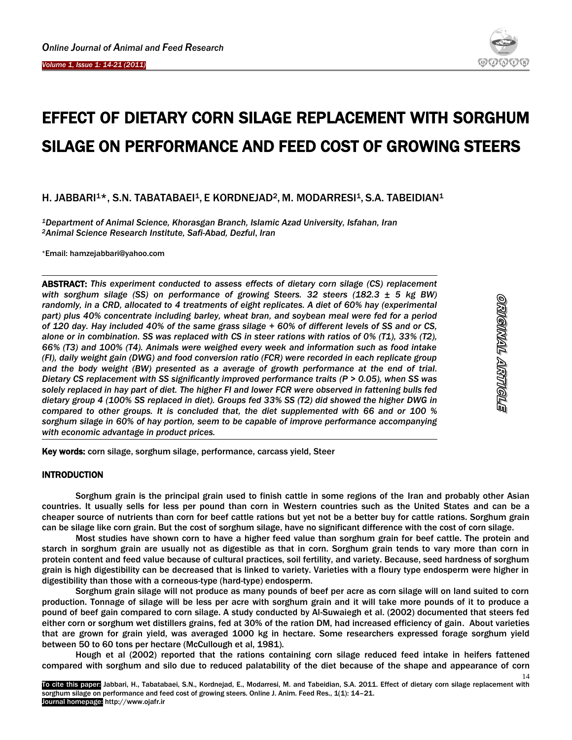# EFFECT OF DIETARY CORN SILAGE REPLACEMENT WITH SORGHUM SILAGE ON PERFORMANCE AND FEED COST OF GROWING STEERS

H. JABBARI[1]*, S.N. TABATABAEI[1], E KORDNEJAD[2], M. MODARRESI[1], S.A. TABEIDIAN[1]

*[1]Department of Animal Science, Khorasgan Branch, Islamic Azad University, Isfahan, Iran*
*[2]Animal Science Research Institute, Safi-Abad, Dezful, Iran*

*Email: hamzejabbari@yahoo.com

**ABSTRACT:** *This experiment conducted to assess effects of dietary corn silage (CS) replacement with sorghum silage (SS) on performance of growing Steers. 32 steers (182.3 ± 5 kg BW) randomly, in a CRD, allocated to 4 treatments of eight replicates. A diet of 60% hay (experimental part) plus 40% concentrate including barley, wheat bran, and soybean meal were fed for a period of 120 day. Hay included 40% of the same grass silage + 60% of different levels of SS and or CS, alone or in combination. SS was replaced with CS in steer rations with ratios of 0% (T1), 33% (T2), 66% (T3) and 100% (T4). Animals were weighed every week and information such as food intake (FI), daily weight gain (DWG) and food conversion ratio (FCR) were recorded in each replicate group and the body weight (BW) presented as a average of growth performance at the end of trial. Dietary CS replacement with SS significantly improved performance traits (P > 0.05), when SS was solely replaced in hay part of diet. The higher FI and lower FCR were observed in fattening bulls fed dietary group 4 (100% SS replaced in diet). Groups fed 33% SS (T2) did showed the higher DWG in compared to other groups. It is concluded that, the diet supplemented with 66 and or 100 % sorghum silage in 60% of hay portion, seem to be capable of improve performance accompanying with economic advantage in product prices.*

ORIGINAL ARTICLE

**Key words:** corn silage, sorghum silage, performance, carcass yield, Steer

## INTRODUCTION

Sorghum grain is the principal grain used to finish cattle in some regions of the Iran and probably other Asian countries. It usually sells for less per pound than corn in Western countries such as the United States and can be a cheaper source of nutrients than corn for beef cattle rations but yet not be a better buy for cattle rations. Sorghum grain can be silage like corn grain. But the cost of sorghum silage, have no significant difference with the cost of corn silage.

Most studies have shown corn to have a higher feed value than sorghum grain for beef cattle. The protein and starch in sorghum grain are usually not as digestible as that in corn. Sorghum grain tends to vary more than corn in protein content and feed value because of cultural practices, soil fertility, and variety. Because, seed hardness of sorghum grain is high digestibility can be decreased that is linked to variety. Varieties with a floury type endosperm were higher in digestibility than those with a corneous-type (hard-type) endosperm.

Sorghum grain silage will not produce as many pounds of beef per acre as corn silage will on land suited to corn production. Tonnage of silage will be less per acre with sorghum grain and it will take more pounds of it to produce a pound of beef gain compared to corn silage. A study conducted by Al-Suwaiegh et al. (2002) documented that steers fed either corn or sorghum wet distillers grains, fed at 30% of the ration DM, had increased efficiency of gain. About varieties that are grown for grain yield, was averaged 1000 kg in hectare. Some researchers expressed forage sorghum yield between 50 to 60 tons per hectare (McCullough et al, 1981).

Hough et al (2002) reported that the rations containing corn silage reduced feed intake in heifers fattened compared with sorghum and silo due to reduced palatability of the diet because of the shape and appearance of corn

To cite this paper: Jabbari, H., Tabatabaei, S.N., Kordnejad, E., Modarresi, M. and Tabeidian, S.A. 2011. Effect of dietary corn silage replacement with sorghum silage on performance and feed cost of growing steers. Online J. Anim. Feed Res., 1(1): 14–21.
Journal homepage: http://www.ojafr.ir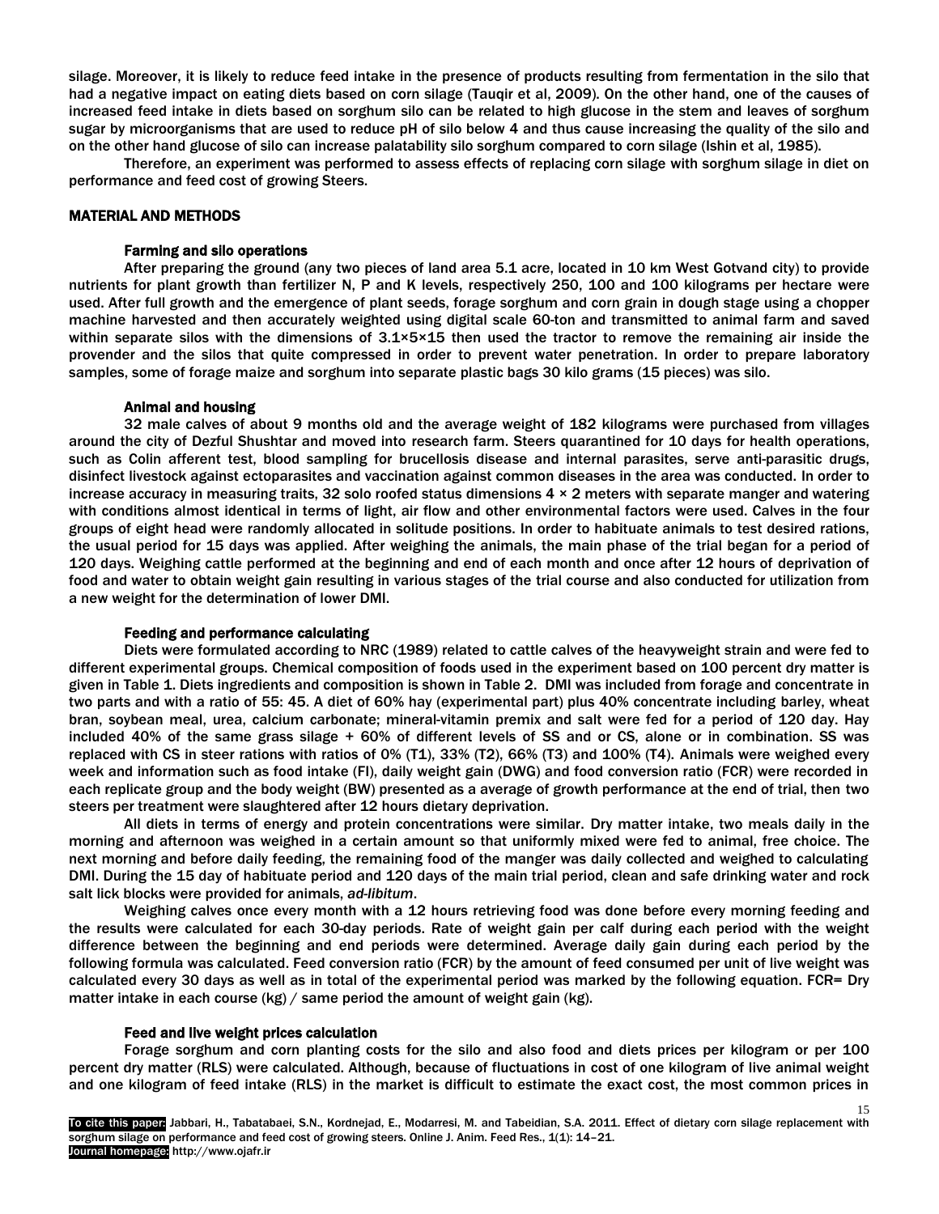silage. Moreover, it is likely to reduce feed intake in the presence of products resulting from fermentation in the silo that had a negative impact on eating diets based on corn silage (Tauqir et al, 2009). On the other hand, one of the causes of increased feed intake in diets based on sorghum silo can be related to high glucose in the stem and leaves of sorghum sugar by microorganisms that are used to reduce pH of silo below 4 and thus cause increasing the quality of the silo and on the other hand glucose of silo can increase palatability silo sorghum compared to corn silage (Ishin et al, 1985).

Therefore, an experiment was performed to assess effects of replacing corn silage with sorghum silage in diet on performance and feed cost of growing Steers.

## MATERIAL AND METHODS

### Farming and silo operations

After preparing the ground (any two pieces of land area 5.1 acre, located in 10 km West Gotvand city) to provide nutrients for plant growth than fertilizer N, P and K levels, respectively 250, 100 and 100 kilograms per hectare were used. After full growth and the emergence of plant seeds, forage sorghum and corn grain in dough stage using a chopper machine harvested and then accurately weighted using digital scale 60-ton and transmitted to animal farm and saved within separate silos with the dimensions of 3.1×5×15 then used the tractor to remove the remaining air inside the provender and the silos that quite compressed in order to prevent water penetration. In order to prepare laboratory samples, some of forage maize and sorghum into separate plastic bags 30 kilo grams (15 pieces) was silo.

### Animal and housing

32 male calves of about 9 months old and the average weight of 182 kilograms were purchased from villages around the city of Dezful Shushtar and moved into research farm. Steers quarantined for 10 days for health operations, such as Colin afferent test, blood sampling for brucellosis disease and internal parasites, serve anti-parasitic drugs, disinfect livestock against ectoparasites and vaccination against common diseases in the area was conducted. In order to increase accuracy in measuring traits, 32 solo roofed status dimensions 4 × 2 meters with separate manger and watering with conditions almost identical in terms of light, air flow and other environmental factors were used. Calves in the four groups of eight head were randomly allocated in solitude positions. In order to habituate animals to test desired rations, the usual period for 15 days was applied. After weighing the animals, the main phase of the trial began for a period of 120 days. Weighing cattle performed at the beginning and end of each month and once after 12 hours of deprivation of food and water to obtain weight gain resulting in various stages of the trial course and also conducted for utilization from a new weight for the determination of lower DMI.

### Feeding and performance calculating

Diets were formulated according to NRC (1989) related to cattle calves of the heavyweight strain and were fed to different experimental groups. Chemical composition of foods used in the experiment based on 100 percent dry matter is given in Table 1. Diets ingredients and composition is shown in Table 2. DMI was included from forage and concentrate in two parts and with a ratio of 55: 45. A diet of 60% hay (experimental part) plus 40% concentrate including barley, wheat bran, soybean meal, urea, calcium carbonate; mineral-vitamin premix and salt were fed for a period of 120 day. Hay included 40% of the same grass silage + 60% of different levels of SS and or CS, alone or in combination. SS was replaced with CS in steer rations with ratios of 0% (T1), 33% (T2), 66% (T3) and 100% (T4). Animals were weighed every week and information such as food intake (FI), daily weight gain (DWG) and food conversion ratio (FCR) were recorded in each replicate group and the body weight (BW) presented as a average of growth performance at the end of trial, then two steers per treatment were slaughtered after 12 hours dietary deprivation.

All diets in terms of energy and protein concentrations were similar. Dry matter intake, two meals daily in the morning and afternoon was weighed in a certain amount so that uniformly mixed were fed to animal, free choice. The next morning and before daily feeding, the remaining food of the manger was daily collected and weighed to calculating DMI. During the 15 day of habituate period and 120 days of the main trial period, clean and safe drinking water and rock salt lick blocks were provided for animals, *ad-libitum*.

Weighing calves once every month with a 12 hours retrieving food was done before every morning feeding and the results were calculated for each 30-day periods. Rate of weight gain per calf during each period with the weight difference between the beginning and end periods were determined. Average daily gain during each period by the following formula was calculated. Feed conversion ratio (FCR) by the amount of feed consumed per unit of live weight was calculated every 30 days as well as in total of the experimental period was marked by the following equation. FCR= Dry matter intake in each course (kg) / same period the amount of weight gain (kg).

### Feed and live weight prices calculation

Forage sorghum and corn planting costs for the silo and also food and diets prices per kilogram or per 100 percent dry matter (RLS) were calculated. Although, because of fluctuations in cost of one kilogram of live animal weight and one kilogram of feed intake (RLS) in the market is difficult to estimate the exact cost, the most common prices in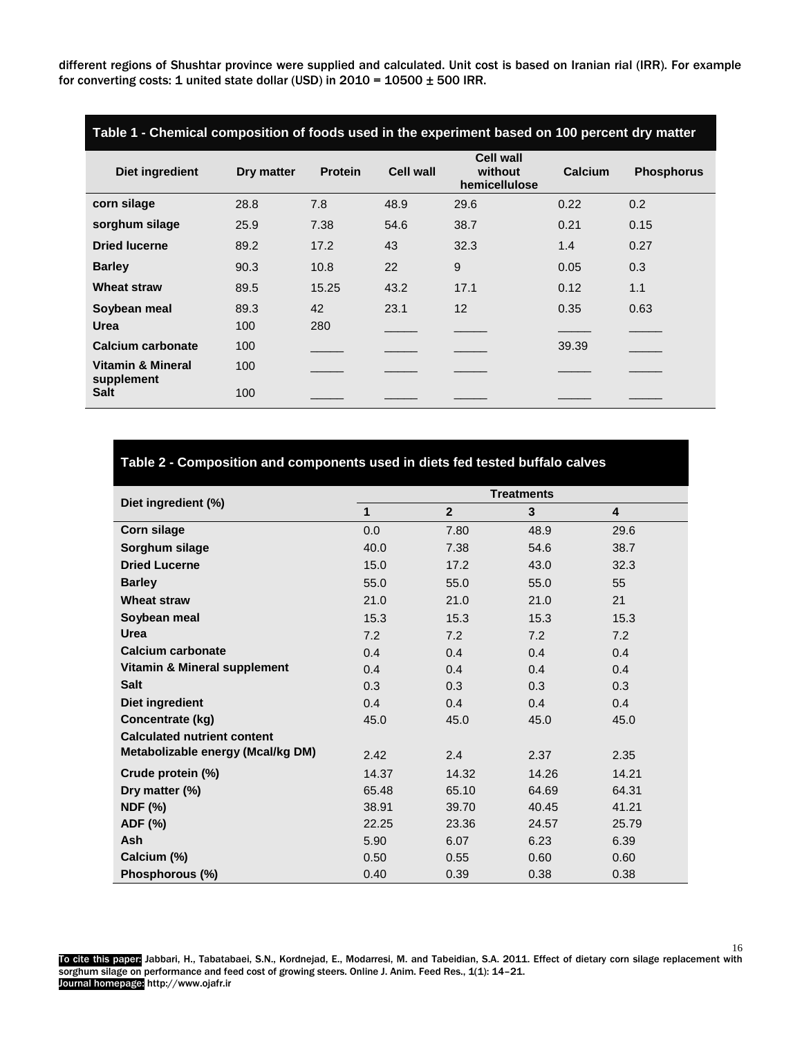different regions of Shushtar province were supplied and calculated. Unit cost is based on Iranian rial (IRR). For example for converting costs: 1 united state dollar (USD) in 2010 = 10500 ± 500 IRR.

**Table 1 - Chemical composition of foods used in the experiment based on 100 percent dry matter**

| Diet ingredient | Dry matter | Protein | Cell wall | Cell wall without hemicellulose | Calcium | Phosphorus |
|---|---|---|---|---|---|---|
| corn silage | 28.8 | 7.8 | 48.9 | 29.6 | 0.22 | 0.2 |
| sorghum silage | 25.9 | 7.38 | 54.6 | 38.7 | 0.21 | 0.15 |
| Dried lucerne | 89.2 | 17.2 | 43 | 32.3 | 1.4 | 0.27 |
| Barley | 90.3 | 10.8 | 22 | 9 | 0.05 | 0.3 |
| Wheat straw | 89.5 | 15.25 | 43.2 | 17.1 | 0.12 | 1.1 |
| Soybean meal | 89.3 | 42 | 23.1 | 12 | 0.35 | 0.63 |
| Urea | 100 | 280 | _____ | _____ | _____ | _____ |
| Calcium carbonate | 100 | _____ | _____ | _____ | 39.39 | _____ |
| Vitamin & Mineral supplement | 100 | _____ | _____ | _____ | _____ | _____ |
| Salt | 100 | _____ | _____ | _____ | _____ | _____ |

**Table 2 - Composition and components used in diets fed tested buffalo calves**

| Diet ingredient (%) | Treatments | | | |
|---|---|---|---|---|
| | 1 | 2 | 3 | 4 |
| Corn silage | 0.0 | 7.80 | 48.9 | 29.6 |
| Sorghum silage | 40.0 | 7.38 | 54.6 | 38.7 |
| Dried Lucerne | 15.0 | 17.2 | 43.0 | 32.3 |
| Barley | 55.0 | 55.0 | 55.0 | 55 |
| Wheat straw | 21.0 | 21.0 | 21.0 | 21 |
| Soybean meal | 15.3 | 15.3 | 15.3 | 15.3 |
| Urea | 7.2 | 7.2 | 7.2 | 7.2 |
| Calcium carbonate | 0.4 | 0.4 | 0.4 | 0.4 |
| Vitamin & Mineral supplement | 0.4 | 0.4 | 0.4 | 0.4 |
| Salt | 0.3 | 0.3 | 0.3 | 0.3 |
| Diet ingredient | 0.4 | 0.4 | 0.4 | 0.4 |
| Concentrate (kg) | 45.0 | 45.0 | 45.0 | 45.0 |
| **Calculated nutrient content** | | | | |
| Metabolizable energy (Mcal/kg DM) | 2.42 | 2.4 | 2.37 | 2.35 |
| Crude protein (%) | 14.37 | 14.32 | 14.26 | 14.21 |
| Dry matter (%) | 65.48 | 65.10 | 64.69 | 64.31 |
| NDF (%) | 38.91 | 39.70 | 40.45 | 41.21 |
| ADF (%) | 22.25 | 23.36 | 24.57 | 25.79 |
| Ash | 5.90 | 6.07 | 6.23 | 6.39 |
| Calcium (%) | 0.50 | 0.55 | 0.60 | 0.60 |
| Phosphorous (%) | 0.40 | 0.39 | 0.38 | 0.38 |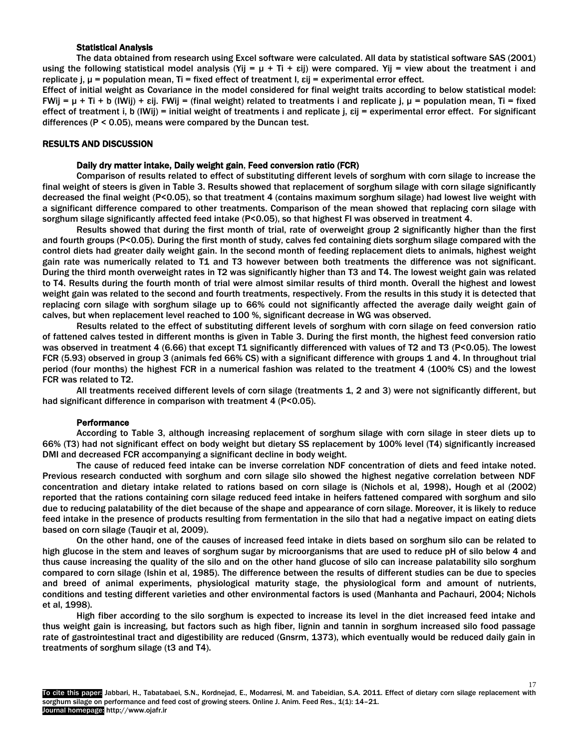### Statistical Analysis

The data obtained from research using Excel software were calculated. All data by statistical software SAS (2001) using the following statistical model analysis ($Y_{ij} = \mu + T_i + \varepsilon_{ij}$) were compared. $Y_{ij}$ = view about the treatment i and replicate j, $\mu$ = population mean, $T_i$ = fixed effect of treatment I, $\varepsilon_{ij}$ = experimental error effect.

Effect of initial weight as Covariance in the model considered for final weight traits according to below statistical model: $FW_{ij} = \mu + T_i + b(IW_{ij}) + \varepsilon_{ij}$. $FW_{ij}$ = (final weight) related to treatments i and replicate j, $\mu$ = population mean, $T_i$ = fixed effect of treatment i, b ($IW_{ij}$) = initial weight of treatments i and replicate j, $\varepsilon_{ij}$ = experimental error effect. For significant differences ($P < 0.05$), means were compared by the Duncan test.

## RESULTS AND DISCUSSION

### Daily dry matter intake, Daily weight gain, Feed conversion ratio (FCR)

Comparison of results related to effect of substituting different levels of sorghum with corn silage to increase the final weight of steers is given in Table 3. Results showed that replacement of sorghum silage with corn silage significantly decreased the final weight ($P<0.05$), so that treatment 4 (contains maximum sorghum silage) had lowest live weight with a significant difference compared to other treatments. Comparison of the mean showed that replacing corn silage with sorghum silage significantly affected feed intake ($P<0.05$), so that highest FI was observed in treatment 4.

Results showed that during the first month of trial, rate of overweight group 2 significantly higher than the first and fourth groups ($P<0.05$). During the first month of study, calves fed containing diets sorghum silage compared with the control diets had greater daily weight gain. In the second month of feeding replacement diets to animals, highest weight gain rate was numerically related to T1 and T3 however between both treatments the difference was not significant. During the third month overweight rates in T2 was significantly higher than T3 and T4. The lowest weight gain was related to T4. Results during the fourth month of trial were almost similar results of third month. Overall the highest and lowest weight gain was related to the second and fourth treatments, respectively. From the results in this study it is detected that replacing corn silage with sorghum silage up to 66% could not significantly affected the average daily weight gain of calves, but when replacement level reached to 100 %, significant decrease in WG was observed.

Results related to the effect of substituting different levels of sorghum with corn silage on feed conversion ratio of fattened calves tested in different months is given in Table 3. During the first month, the highest feed conversion ratio was observed in treatment 4 (6.66) that except T1 significantly differenced with values of T2 and T3 ($P<0.05$). The lowest FCR (5.93) observed in group 3 (animals fed 66% CS) with a significant difference with groups 1 and 4. In throughout trial period (four months) the highest FCR in a numerical fashion was related to the treatment 4 (100% CS) and the lowest FCR was related to T2.

All treatments received different levels of corn silage (treatments 1, 2 and 3) were not significantly different, but had significant difference in comparison with treatment 4 ($P<0.05$).

### Performance

According to Table 3, although increasing replacement of sorghum silage with corn silage in steer diets up to 66% (T3) had not significant effect on body weight but dietary SS replacement by 100% level (T4) significantly increased DMI and decreased FCR accompanying a significant decline in body weight.

The cause of reduced feed intake can be inverse correlation NDF concentration of diets and feed intake noted. Previous research conducted with sorghum and corn silage silo showed the highest negative correlation between NDF concentration and dietary intake related to rations based on corn silage is (Nichols et al, 1998). Hough et al (2002) reported that the rations containing corn silage reduced feed intake in heifers fattened compared with sorghum and silo due to reducing palatability of the diet because of the shape and appearance of corn silage. Moreover, it is likely to reduce feed intake in the presence of products resulting from fermentation in the silo that had a negative impact on eating diets based on corn silage (Tauqir et al, 2009).

On the other hand, one of the causes of increased feed intake in diets based on sorghum silo can be related to high glucose in the stem and leaves of sorghum sugar by microorganisms that are used to reduce pH of silo below 4 and thus cause increasing the quality of the silo and on the other hand glucose of silo can increase palatability silo sorghum compared to corn silage (Ishin et al, 1985). The difference between the results of different studies can be due to species and breed of animal experiments, physiological maturity stage, the physiological form and amount of nutrients, conditions and testing different varieties and other environmental factors is used (Manhanta and Pachauri, 2004; Nichols et al, 1998).

High fiber according to the silo sorghum is expected to increase its level in the diet increased feed intake and thus weight gain is increasing, but factors such as high fiber, lignin and tannin in sorghum increased silo food passage rate of gastrointestinal tract and digestibility are reduced (Gnsrm, 1373), which eventually would be reduced daily gain in treatments of sorghum silage (t3 and T4).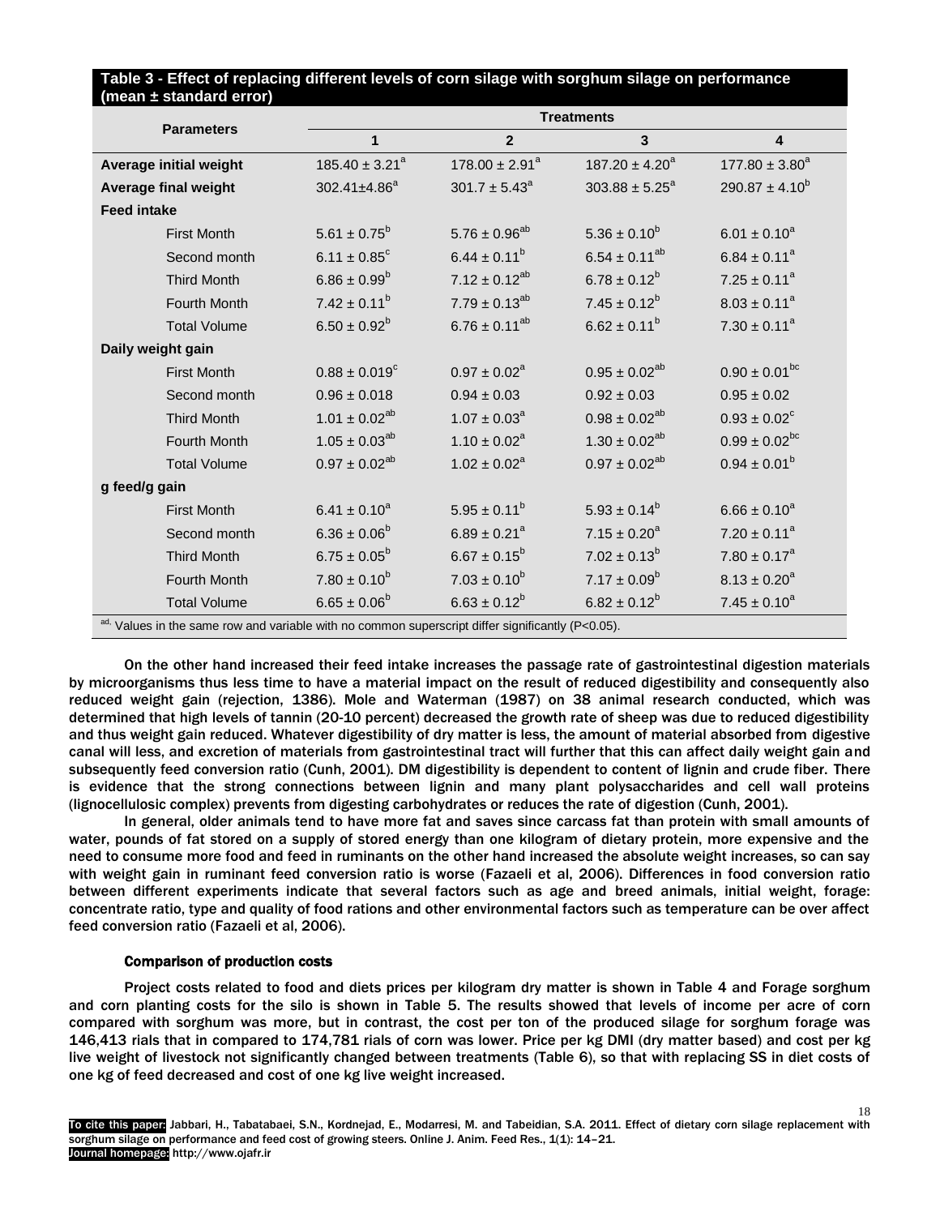**Table 3 - Effect of replacing different levels of corn silage with sorghum silage on performance (mean ± standard error)**

| Parameters | Treatments | | | |
|---|---|---|---|---|
| | 1 | 2 | 3 | 4 |
| **Average initial weight** | $185.40 \pm 3.21^{a}$ | $178.00 \pm 2.91^{a}$ | $187.20 \pm 4.20^{a}$ | $177.80 \pm 3.80^{a}$ |
| **Average final weight** | $302.41 \pm 4.86^{a}$ | $301.7 \pm 5.43^{a}$ | $303.88 \pm 5.25^{a}$ | $290.87 \pm 4.10^{b}$ |
| **Feed intake** | | | | |
| First Month | $5.61 \pm 0.75^{b}$ | $5.76 \pm 0.96^{ab}$ | $5.36 \pm 0.10^{b}$ | $6.01 \pm 0.10^{a}$ |
| Second month | $6.11 \pm 0.85^{c}$ | $6.44 \pm 0.11^{b}$ | $6.54 \pm 0.11^{ab}$ | $6.84 \pm 0.11^{a}$ |
| Third Month | $6.86 \pm 0.99^{b}$ | $7.12 \pm 0.12^{ab}$ | $6.78 \pm 0.12^{b}$ | $7.25 \pm 0.11^{a}$ |
| Fourth Month | $7.42 \pm 0.11^{b}$ | $7.79 \pm 0.13^{ab}$ | $7.45 \pm 0.12^{b}$ | $8.03 \pm 0.11^{a}$ |
| Total Volume | $6.50 \pm 0.92^{b}$ | $6.76 \pm 0.11^{ab}$ | $6.62 \pm 0.11^{b}$ | $7.30 \pm 0.11^{a}$ |
| **Daily weight gain** | | | | |
| First Month | $0.88 \pm 0.019^{c}$ | $0.97 \pm 0.02^{a}$ | $0.95 \pm 0.02^{ab}$ | $0.90 \pm 0.01^{bc}$ |
| Second month | $0.96 \pm 0.018$ | $0.94 \pm 0.03$ | $0.92 \pm 0.03$ | $0.95 \pm 0.02$ |
| Third Month | $1.01 \pm 0.02^{ab}$ | $1.07 \pm 0.03^{a}$ | $0.98 \pm 0.02^{ab}$ | $0.93 \pm 0.02^{c}$ |
| Fourth Month | $1.05 \pm 0.03^{ab}$ | $1.10 \pm 0.02^{a}$ | $1.30 \pm 0.02^{ab}$ | $0.99 \pm 0.02^{bc}$ |
| Total Volume | $0.97 \pm 0.02^{ab}$ | $1.02 \pm 0.02^{a}$ | $0.97 \pm 0.02^{ab}$ | $0.94 \pm 0.01^{b}$ |
| **g feed/g gain** | | | | |
| First Month | $6.41 \pm 0.10^{a}$ | $5.95 \pm 0.11^{b}$ | $5.93 \pm 0.14^{b}$ | $6.66 \pm 0.10^{a}$ |
| Second month | $6.36 \pm 0.06^{b}$ | $6.89 \pm 0.21^{a}$ | $7.15 \pm 0.20^{a}$ | $7.20 \pm 0.11^{a}$ |
| Third Month | $6.75 \pm 0.05^{b}$ | $6.67 \pm 0.15^{b}$ | $7.02 \pm 0.13^{b}$ | $7.80 \pm 0.17^{a}$ |
| Fourth Month | $7.80 \pm 0.10^{b}$ | $7.03 \pm 0.10^{b}$ | $7.17 \pm 0.09^{b}$ | $8.13 \pm 0.20^{a}$ |
| Total Volume | $6.65 \pm 0.06^{b}$ | $6.63 \pm 0.12^{b}$ | $6.82 \pm 0.12^{b}$ | $7.45 \pm 0.10^{a}$ |

[ad] Values in the same row and variable with no common superscript differ significantly ($P<0.05$).

On the other hand increased their feed intake increases the passage rate of gastrointestinal digestion materials by microorganisms thus less time to have a material impact on the result of reduced digestibility and consequently also reduced weight gain (rejection, 1386). Mole and Waterman (1987) on 38 animal research conducted, which was determined that high levels of tannin (20-10 percent) decreased the growth rate of sheep was due to reduced digestibility and thus weight gain reduced. Whatever digestibility of dry matter is less, the amount of material absorbed from digestive canal will less, and excretion of materials from gastrointestinal tract will further that this can affect daily weight gain and subsequently feed conversion ratio (Cunh, 2001). DM digestibility is dependent to content of lignin and crude fiber. There is evidence that the strong connections between lignin and many plant polysaccharides and cell wall proteins (lignocellulosic complex) prevents from digesting carbohydrates or reduces the rate of digestion (Cunh, 2001).

In general, older animals tend to have more fat and saves since carcass fat than protein with small amounts of water, pounds of fat stored on a supply of stored energy than one kilogram of dietary protein, more expensive and the need to consume more food and feed in ruminants on the other hand increased the absolute weight increases, so can say with weight gain in ruminant feed conversion ratio is worse (Fazaeli et al, 2006). Differences in food conversion ratio between different experiments indicate that several factors such as age and breed animals, initial weight, forage: concentrate ratio, type and quality of food rations and other environmental factors such as temperature can be over affect feed conversion ratio (Fazaeli et al, 2006).

### Comparison of production costs

Project costs related to food and diets prices per kilogram dry matter is shown in Table 4 and Forage sorghum and corn planting costs for the silo is shown in Table 5. The results showed that levels of income per acre of corn compared with sorghum was more, but in contrast, the cost per ton of the produced silage for sorghum forage was 146,413 rials that in compared to 174,781 rials of corn was lower. Price per kg DMI (dry matter based) and cost per kg live weight of livestock not significantly changed between treatments (Table 6), so that with replacing SS in diet costs of one kg of feed decreased and cost of one kg live weight increased.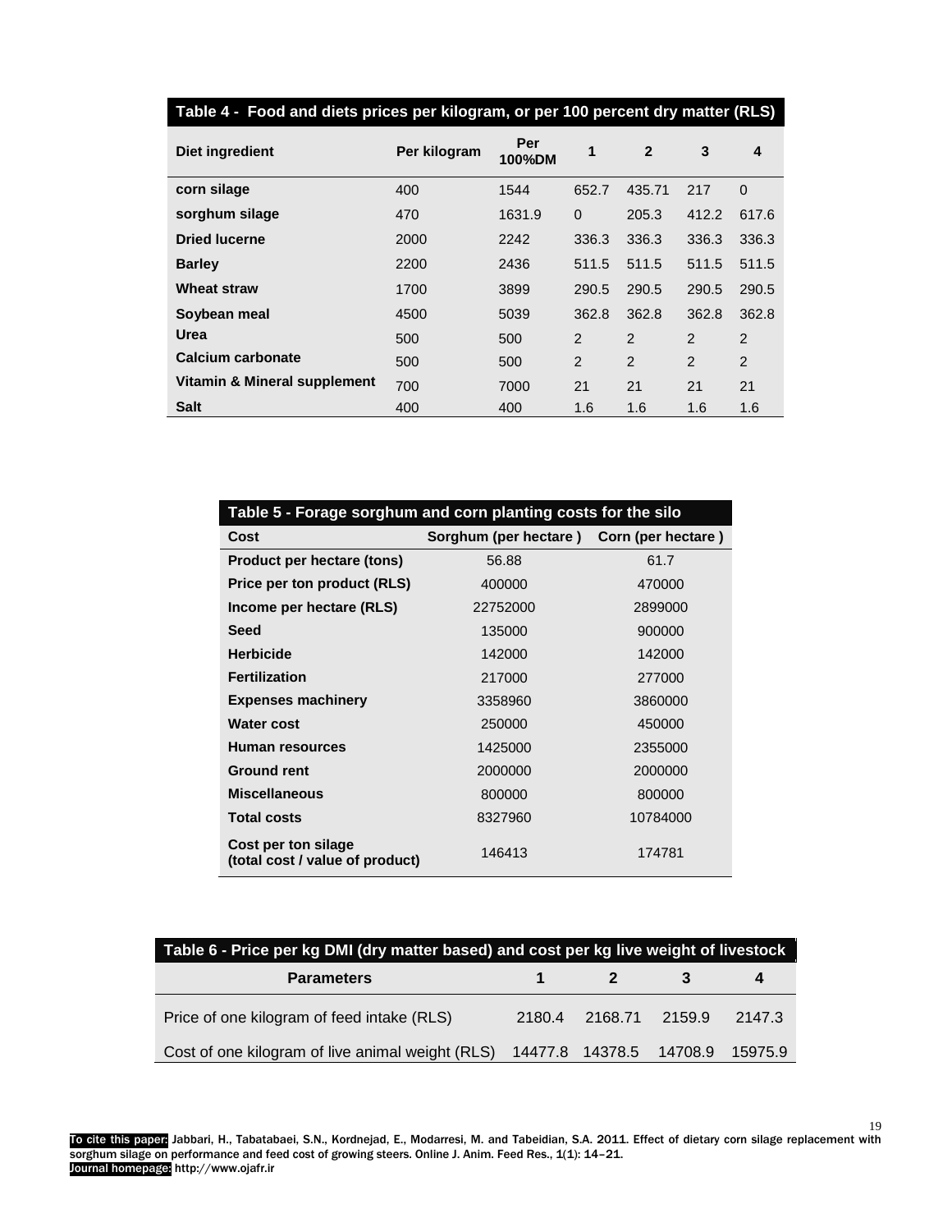**Table 4 - Food and diets prices per kilogram, or per 100 percent dry matter (RLS)**

| Diet ingredient | Per kilogram | Per 100%DM | 1 | 2 | 3 | 4 |
|---|---|---|---|---|---|---|
| corn silage | 400 | 1544 | 652.7 | 435.71 | 217 | 0 |
| sorghum silage | 470 | 1631.9 | 0 | 205.3 | 412.2 | 617.6 |
| Dried lucerne | 2000 | 2242 | 336.3 | 336.3 | 336.3 | 336.3 |
| Barley | 2200 | 2436 | 511.5 | 511.5 | 511.5 | 511.5 |
| Wheat straw | 1700 | 3899 | 290.5 | 290.5 | 290.5 | 290.5 |
| Soybean meal | 4500 | 5039 | 362.8 | 362.8 | 362.8 | 362.8 |
| Urea | 500 | 500 | 2 | 2 | 2 | 2 |
| Calcium carbonate | 500 | 500 | 2 | 2 | 2 | 2 |
| Vitamin & Mineral supplement | 700 | 7000 | 21 | 21 | 21 | 21 |
| Salt | 400 | 400 | 1.6 | 1.6 | 1.6 | 1.6 |

**Table 5 - Forage sorghum and corn planting costs for the silo**

| Cost | Sorghum (per hectare ) | Corn (per hectare ) |
|---|---|---|
| Product per hectare (tons) | 56.88 | 61.7 |
| Price per ton product (RLS) | 400000 | 470000 |
| Income per hectare (RLS) | 22752000 | 2899000 |
| Seed | 135000 | 900000 |
| Herbicide | 142000 | 142000 |
| Fertilization | 217000 | 277000 |
| Expenses machinery | 3358960 | 3860000 |
| Water cost | 250000 | 450000 |
| Human resources | 1425000 | 2355000 |
| Ground rent | 2000000 | 2000000 |
| Miscellaneous | 800000 | 800000 |
| Total costs | 8327960 | 10784000 |
| Cost per ton silage (total cost / value of product) | 146413 | 174781 |

**Table 6 - Price per kg DMI (dry matter based) and cost per kg live weight of livestock**

| Parameters | 1 | 2 | 3 | 4 |
|---|---|---|---|---|
| Price of one kilogram of feed intake (RLS) | 2180.4 | 2168.71 | 2159.9 | 2147.3 |
| Cost of one kilogram of live animal weight (RLS) | 14477.8 | 14378.5 | 14708.9 | 15975.9 |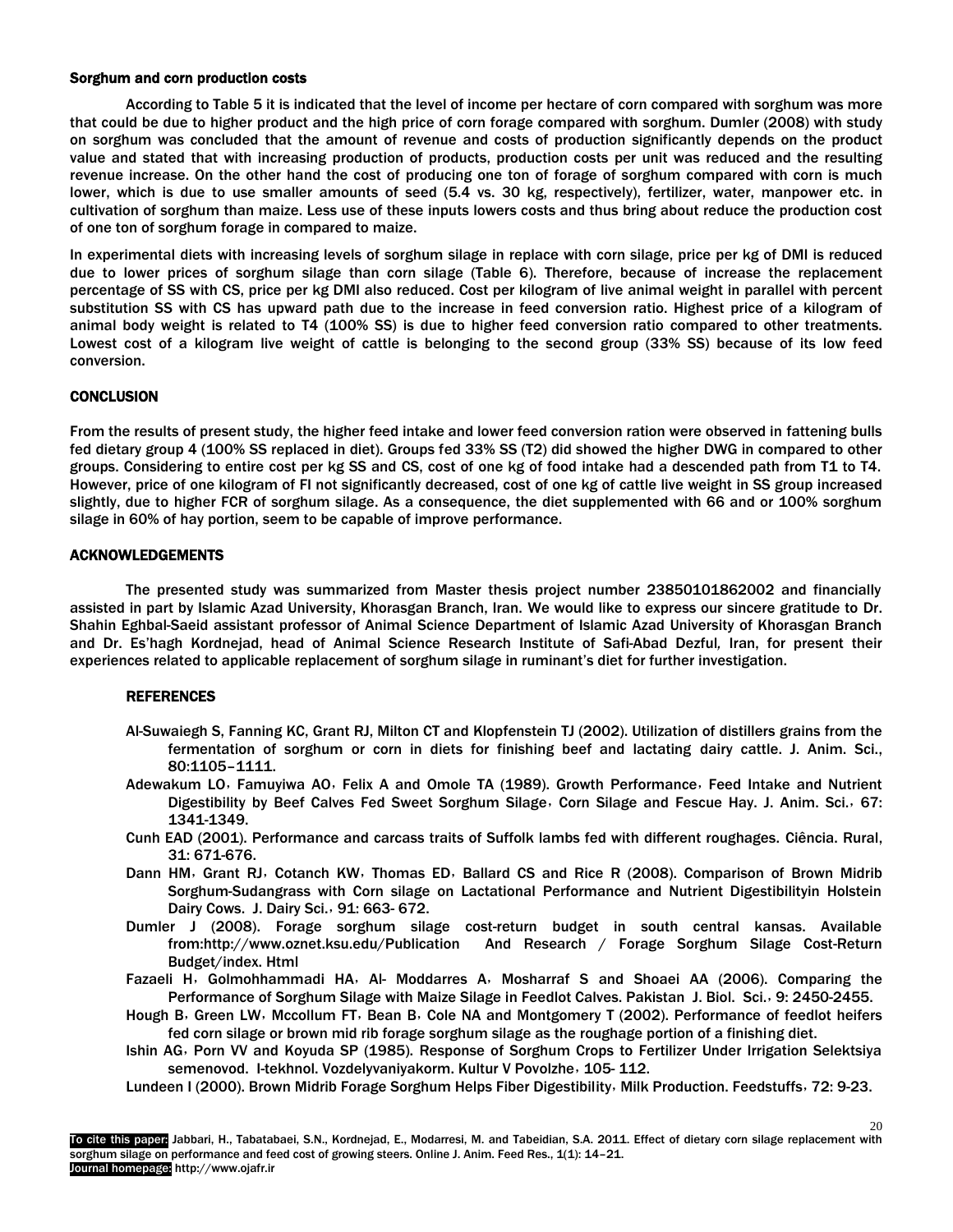### Sorghum and corn production costs

According to Table 5 it is indicated that the level of income per hectare of corn compared with sorghum was more that could be due to higher product and the high price of corn forage compared with sorghum. Dumler (2008) with study on sorghum was concluded that the amount of revenue and costs of production significantly depends on the product value and stated that with increasing production of products, production costs per unit was reduced and the resulting revenue increase. On the other hand the cost of producing one ton of forage of sorghum compared with corn is much lower, which is due to use smaller amounts of seed (5.4 vs. 30 kg, respectively), fertilizer, water, manpower etc. in cultivation of sorghum than maize. Less use of these inputs lowers costs and thus bring about reduce the production cost of one ton of sorghum forage in compared to maize.

In experimental diets with increasing levels of sorghum silage in replace with corn silage, price per kg of DMI is reduced due to lower prices of sorghum silage than corn silage (Table 6). Therefore, because of increase the replacement percentage of SS with CS, price per kg DMI also reduced. Cost per kilogram of live animal weight in parallel with percent substitution SS with CS has upward path due to the increase in feed conversion ratio. Highest price of a kilogram of animal body weight is related to T4 (100% SS) is due to higher feed conversion ratio compared to other treatments. Lowest cost of a kilogram live weight of cattle is belonging to the second group (33% SS) because of its low feed conversion.

## CONCLUSION

From the results of present study, the higher feed intake and lower feed conversion ration were observed in fattening bulls fed dietary group 4 (100% SS replaced in diet). Groups fed 33% SS (T2) did showed the higher DWG in compared to other groups. Considering to entire cost per kg SS and CS, cost of one kg of food intake had a descended path from T1 to T4. However, price of one kilogram of FI not significantly decreased, cost of one kg of cattle live weight in SS group increased slightly, due to higher FCR of sorghum silage. As a consequence, the diet supplemented with 66 and or 100% sorghum silage in 60% of hay portion, seem to be capable of improve performance.

## ACKNOWLEDGEMENTS

The presented study was summarized from Master thesis project number 23850101862002 and financially assisted in part by Islamic Azad University, Khorasgan Branch, Iran. We would like to express our sincere gratitude to Dr. Shahin Eghbal-Saeid assistant professor of Animal Science Department of Islamic Azad University of Khorasgan Branch and Dr. Es'hagh Kordnejad, head of Animal Science Research Institute of Safi-Abad Dezful, Iran, for present their experiences related to applicable replacement of sorghum silage in ruminant's diet for further investigation.

## REFERENCES

Al-Suwaiegh S, Fanning KC, Grant RJ, Milton CT and Klopfenstein TJ (2002). Utilization of distillers grains from the fermentation of sorghum or corn in diets for finishing beef and lactating dairy cattle. J. Anim. Sci., 80:1105–1111.

Adewakum LO，Famuyiwa AO，Felix A and Omole TA (1989). Growth Performance，Feed Intake and Nutrient Digestibility by Beef Calves Fed Sweet Sorghum Silage，Corn Silage and Fescue Hay. J. Anim. Sci.，67: 1341-1349.

Cunh EAD (2001). Performance and carcass traits of Suffolk lambs fed with different roughages. Ciência. Rural, 31: 671-676.

Dann HM，Grant RJ，Cotanch KW，Thomas ED，Ballard CS and Rice R (2008). Comparison of Brown Midrib Sorghum-Sudangrass with Corn silage on Lactational Performance and Nutrient Digestibilityin Holstein Dairy Cows. J. Dairy Sci.，91: 663- 672.

Dumler J (2008). Forage sorghum silage cost-return budget in south central kansas. Available from:http://www.oznet.ksu.edu/Publication And Research / Forage Sorghum Silage Cost-Return Budget/index. Html

Fazaeli H，Golmohhammadi HA，Al- Moddarres A，Mosharraf S and Shoaei AA (2006). Comparing the Performance of Sorghum Silage with Maize Silage in Feedlot Calves. Pakistan J. Biol. Sci.，9: 2450-2455.

Hough B，Green LW，Mccollum FT，Bean B，Cole NA and Montgomery T (2002). Performance of feedlot heifers fed corn silage or brown mid rib forage sorghum silage as the roughage portion of a finishing diet.

Ishin AG，Porn VV and Koyuda SP (1985). Response of Sorghum Crops to Fertilizer Under Irrigation Selektsiya semenovod. I-tekhnol. Vozdelyvaniyakorm. Kultur V Povolzhe，105- 112.

Lundeen I (2000). Brown Midrib Forage Sorghum Helps Fiber Digestibility，Milk Production. Feedstuffs，72: 9-23.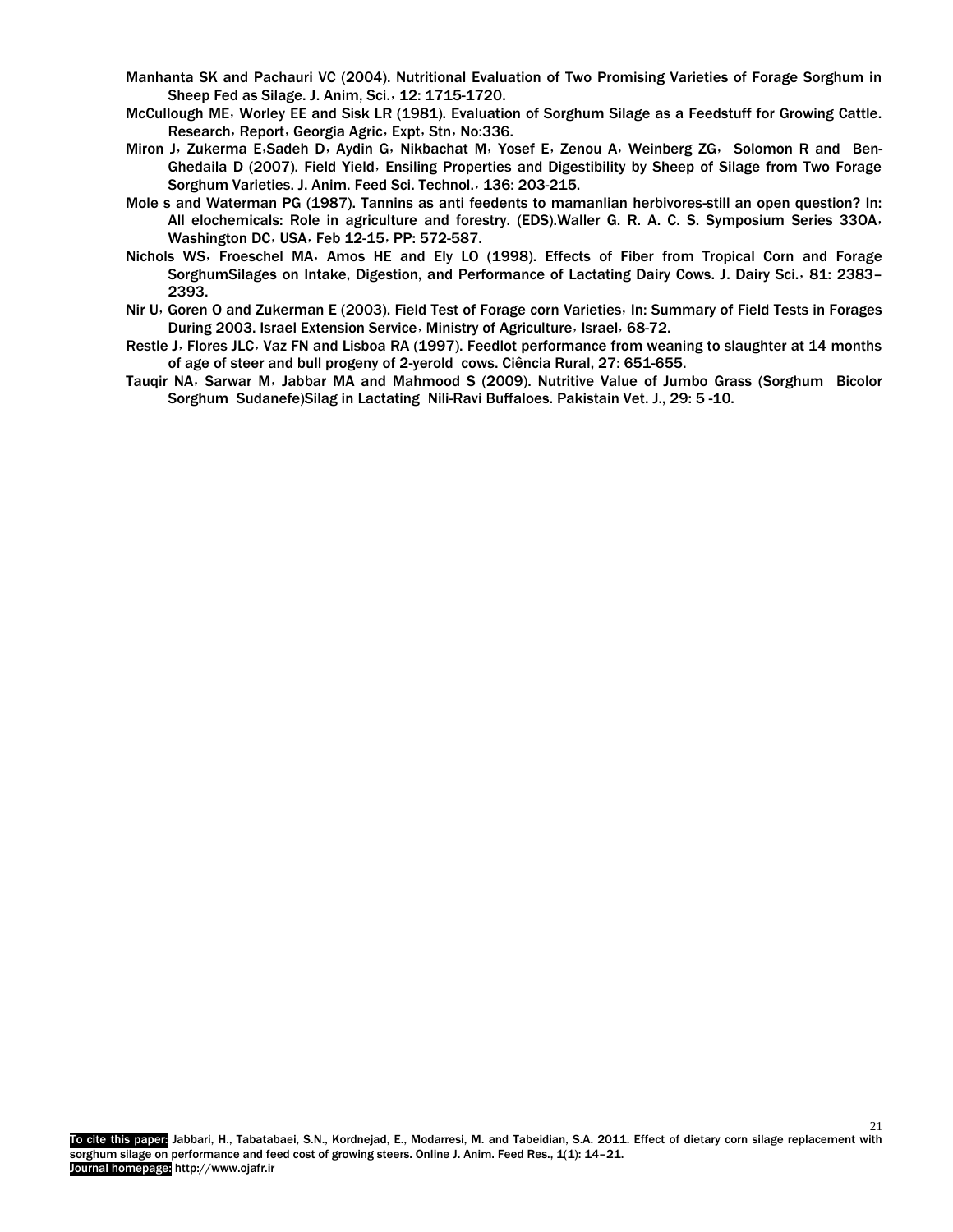Manhanta SK and Pachauri VC (2004). Nutritional Evaluation of Two Promising Varieties of Forage Sorghum in Sheep Fed as Silage. J. Anim, Sci.，12: 1715-1720.

McCullough ME，Worley EE and Sisk LR (1981). Evaluation of Sorghum Silage as a Feedstuff for Growing Cattle. Research，Report，Georgia Agric，Expt，Stn，No:336.

Miron J，Zukerma E,Sadeh D，Aydin G，Nikbachat M，Yosef E，Zenou A，Weinberg ZG， Solomon R and Ben-Ghedaila D (2007). Field Yield，Ensiling Properties and Digestibility by Sheep of Silage from Two Forage Sorghum Varieties. J. Anim. Feed Sci. Technol.，136: 203-215.

Mole s and Waterman PG (1987). Tannins as anti feedents to mamanlian herbivores-still an open question? In: All elochemicals: Role in agriculture and forestry. (EDS).Waller G. R. A. C. S. Symposium Series 330A，Washington DC，USA，Feb 12-15，PP: 572-587.

Nichols WS，Froeschel MA，Amos HE and Ely LO (1998). Effects of Fiber from Tropical Corn and Forage SorghumSilages on Intake, Digestion, and Performance of Lactating Dairy Cows. J. Dairy Sci.，81: 2383–2393.

Nir U，Goren O and Zukerman E (2003). Field Test of Forage corn Varieties，In: Summary of Field Tests in Forages During 2003. Israel Extension Service，Ministry of Agriculture，Israel，68-72.

Restle J，Flores JLC，Vaz FN and Lisboa RA (1997). Feedlot performance from weaning to slaughter at 14 months of age of steer and bull progeny of 2-yerold cows. Ciência Rural, 27: 651-655.

Tauqir NA，Sarwar M，Jabbar MA and Mahmood S (2009). Nutritive Value of Jumbo Grass (Sorghum Bicolor Sorghum Sudanefe)Silag in Lactating Nili-Ravi Buffaloes. Pakistain Vet. J., 29: 5 -10.

To cite this paper: Jabbari, H., Tabatabaei, S.N., Kordnejad, E., Modarresi, M. and Tabeidian, S.A. 2011. Effect of dietary corn silage replacement with sorghum silage on performance and feed cost of growing steers. Online J. Anim. Feed Res., 1(1): 14–21.
Journal homepage: http://www.ojafr.ir